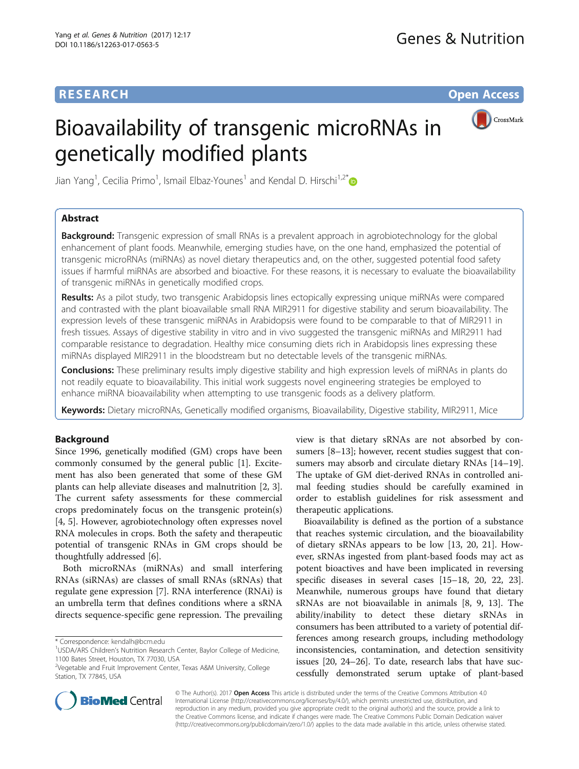RESEARCH Open Access

# Bioavailability of transgenic microRNAs in genetically modified plants

Jian Yang[1], Cecilia Primo[1], Ismail Elbaz-Younes[1] and Kendal D. Hirschi[1,2*]

## Abstract

**Background:** Transgenic expression of small RNAs is a prevalent approach in agrobiotechnology for the global enhancement of plant foods. Meanwhile, emerging studies have, on the one hand, emphasized the potential of transgenic microRNAs (miRNAs) as novel dietary therapeutics and, on the other, suggested potential food safety issues if harmful miRNAs are absorbed and bioactive. For these reasons, it is necessary to evaluate the bioavailability of transgenic miRNAs in genetically modified crops.

**Results:** As a pilot study, two transgenic Arabidopsis lines ectopically expressing unique miRNAs were compared and contrasted with the plant bioavailable small RNA MIR2911 for digestive stability and serum bioavailability. The expression levels of these transgenic miRNAs in Arabidopsis were found to be comparable to that of MIR2911 in fresh tissues. Assays of digestive stability in vitro and in vivo suggested the transgenic miRNAs and MIR2911 had comparable resistance to degradation. Healthy mice consuming diets rich in Arabidopsis lines expressing these miRNAs displayed MIR2911 in the bloodstream but no detectable levels of the transgenic miRNAs.

**Conclusions:** These preliminary results imply digestive stability and high expression levels of miRNAs in plants do not readily equate to bioavailability. This initial work suggests novel engineering strategies be employed to enhance miRNA bioavailability when attempting to use transgenic foods as a delivery platform.

**Keywords:** Dietary microRNAs, Genetically modified organisms, Bioavailability, Digestive stability, MIR2911, Mice

## Background

Since 1996, genetically modified (GM) crops have been commonly consumed by the general public [1]. Excitement has also been generated that some of these GM plants can help alleviate diseases and malnutrition [2, 3]. The current safety assessments for these commercial crops predominately focus on the transgenic protein(s) [4, 5]. However, agrobiotechnology often expresses novel RNA molecules in crops. Both the safety and therapeutic potential of transgenic RNAs in GM crops should be thoughtfully addressed [6].

Both microRNAs (miRNAs) and small interfering RNAs (siRNAs) are classes of small RNAs (sRNAs) that regulate gene expression [7]. RNA interference (RNAi) is an umbrella term that defines conditions where a sRNA directs sequence-specific gene repression. The prevailing view is that dietary sRNAs are not absorbed by consumers [8–13]; however, recent studies suggest that consumers may absorb and circulate dietary RNAs [14–19]. The uptake of GM diet-derived RNAs in controlled animal feeding studies should be carefully examined in order to establish guidelines for risk assessment and therapeutic applications.

Bioavailability is defined as the portion of a substance that reaches systemic circulation, and the bioavailability of dietary sRNAs appears to be low [13, 20, 21]. However, sRNAs ingested from plant-based foods may act as potent bioactives and have been implicated in reversing specific diseases in several cases [15–18, 20, 22, 23]. Meanwhile, numerous groups have found that dietary sRNAs are not bioavailable in animals [8, 9, 13]. The ability/inability to detect these dietary sRNAs in consumers has been attributed to a variety of potential differences among research groups, including methodology inconsistencies, contamination, and detection sensitivity issues [20, 24–26]. To date, research labs that have successfully demonstrated serum uptake of plant-based

* Correspondence: kendalh@bcm.edu
[1]USDA/ARS Children's Nutrition Research Center, Baylor College of Medicine, 1100 Bates Street, Houston, TX 77030, USA
[2]Vegetable and Fruit Improvement Center, Texas A&M University, College Station, TX 77845, USA

© The Author(s). 2017 **Open Access** This article is distributed under the terms of the Creative Commons Attribution 4.0 International License (http://creativecommons.org/licenses/by/4.0/), which permits unrestricted use, distribution, and reproduction in any medium, provided you give appropriate credit to the original author(s) and the source, provide a link to the Creative Commons license, and indicate if changes were made. The Creative Commons Public Domain Dedication waiver (http://creativecommons.org/publicdomain/zero/1.0/) applies to the data made available in this article, unless otherwise stated.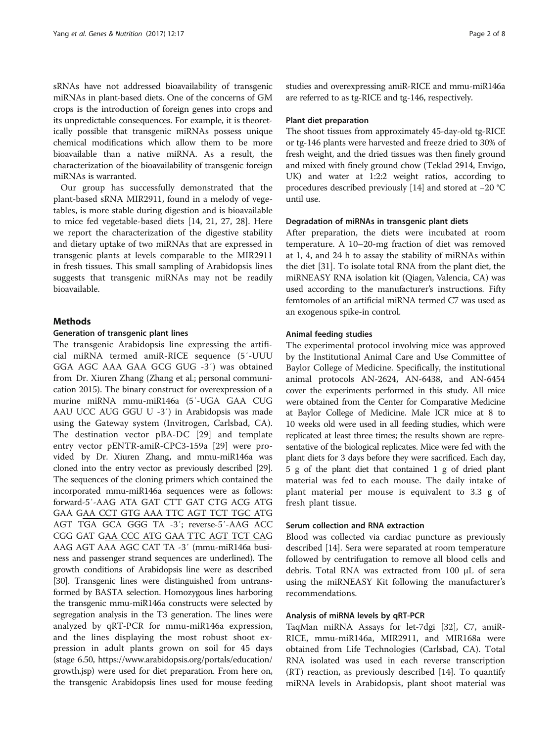sRNAs have not addressed bioavailability of transgenic miRNAs in plant-based diets. One of the concerns of GM crops is the introduction of foreign genes into crops and its unpredictable consequences. For example, it is theoretically possible that transgenic miRNAs possess unique chemical modifications which allow them to be more bioavailable than a native miRNA. As a result, the characterization of the bioavailability of transgenic foreign miRNAs is warranted.

Our group has successfully demonstrated that the plant-based sRNA MIR2911, found in a melody of vegetables, is more stable during digestion and is bioavailable to mice fed vegetable-based diets [14, 21, 27, 28]. Here we report the characterization of the digestive stability and dietary uptake of two miRNAs that are expressed in transgenic plants at levels comparable to the MIR2911 in fresh tissues. This small sampling of Arabidopsis lines suggests that transgenic miRNAs may not be readily bioavailable.

## Methods

### Generation of transgenic plant lines

The transgenic Arabidopsis line expressing the artificial miRNA termed amiR-RICE sequence (5′-UUU GGA AGC AAA GAA GCG GUG -3′) was obtained from Dr. Xiuren Zhang (Zhang et al.; personal communication 2015). The binary construct for overexpression of a murine miRNA mmu-miR146a (5′-UGA GAA CUG AAU UCC AUG GGU U -3′) in Arabidopsis was made using the Gateway system (Invitrogen, Carlsbad, CA). The destination vector pBA-DC [29] and template entry vector pENTR-amiR-CPC3-159a [29] were provided by Dr. Xiuren Zhang, and mmu-miR146a was cloned into the entry vector as previously described [29]. The sequences of the cloning primers which contained the incorporated mmu-miR146a sequences were as follows: forward-5′-AAG ATA GAT CTT GAT CTG ACG ATG GAA G<u>AA CCT GTG AAA TTC AGT TCT TGC A</u>TG AGT TGA GCA GGG TA -3′; reverse-5′-AAG ACC CGG GAT G<u>AA CCC ATG GAA TTC AGT TCT CA</u>G AAG AGT AAA AGC CAT TA -3′ (mmu-miR146a business and passenger strand sequences are underlined). The growth conditions of Arabidopsis line were as described [30]. Transgenic lines were distinguished from untransformed by BASTA selection. Homozygous lines harboring the transgenic mmu-miR146a constructs were selected by segregation analysis in the T3 generation. The lines were analyzed by qRT-PCR for mmu-miR146a expression, and the lines displaying the most robust shoot expression in adult plants grown on soil for 45 days (stage 6.50, https://www.arabidopsis.org/portals/education/growth.jsp) were used for diet preparation. From here on, the transgenic Arabidopsis lines used for mouse feeding studies and overexpressing amiR-RICE and mmu-miR146a are referred to as tg-RICE and tg-146, respectively.

### Plant diet preparation

The shoot tissues from approximately 45-day-old tg-RICE or tg-146 plants were harvested and freeze dried to 30% of fresh weight, and the dried tissues was then finely ground and mixed with finely ground chow (Teklad 2914, Envigo, UK) and water at 1:2:2 weight ratios, according to procedures described previously [14] and stored at −20 °C until use.

### Degradation of miRNAs in transgenic plant diets

After preparation, the diets were incubated at room temperature. A 10–20-mg fraction of diet was removed at 1, 4, and 24 h to assay the stability of miRNAs within the diet [31]. To isolate total RNA from the plant diet, the miRNEASY RNA isolation kit (Qiagen, Valencia, CA) was used according to the manufacturer's instructions. Fifty femtomoles of an artificial miRNA termed C7 was used as an exogenous spike-in control.

### Animal feeding studies

The experimental protocol involving mice was approved by the Institutional Animal Care and Use Committee of Baylor College of Medicine. Specifically, the institutional animal protocols AN-2624, AN-6438, and AN-6454 cover the experiments performed in this study. All mice were obtained from the Center for Comparative Medicine at Baylor College of Medicine. Male ICR mice at 8 to 10 weeks old were used in all feeding studies, which were replicated at least three times; the results shown are representative of the biological replicates. Mice were fed with the plant diets for 3 days before they were sacrificed. Each day, 5 g of the plant diet that contained 1 g of dried plant material was fed to each mouse. The daily intake of plant material per mouse is equivalent to 3.3 g of fresh plant tissue.

### Serum collection and RNA extraction

Blood was collected via cardiac puncture as previously described [14]. Sera were separated at room temperature followed by centrifugation to remove all blood cells and debris. Total RNA was extracted from 100 μL of sera using the miRNEASY Kit following the manufacturer's recommendations.

### Analysis of miRNA levels by qRT-PCR

TaqMan miRNA Assays for let-7dgi [32], C7, amiR-RICE, mmu-miR146a, MIR2911, and MIR168a were obtained from Life Technologies (Carlsbad, CA). Total RNA isolated was used in each reverse transcription (RT) reaction, as previously described [14]. To quantify miRNA levels in Arabidopsis, plant shoot material was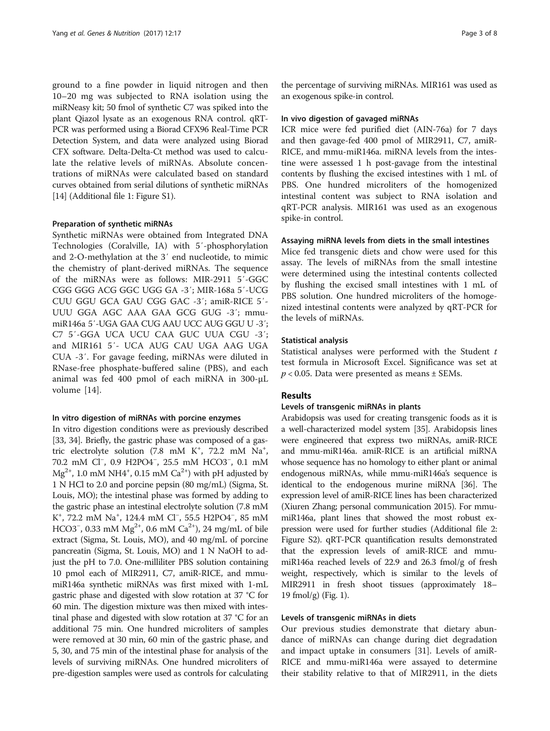ground to a fine powder in liquid nitrogen and then 10–20 mg was subjected to RNA isolation using the miRNeasy kit; 50 fmol of synthetic C7 was spiked into the plant Qiazol lysate as an exogenous RNA control. qRT-PCR was performed using a Biorad CFX96 Real-Time PCR Detection System, and data were analyzed using Biorad CFX software. Delta-Delta-Ct method was used to calculate the relative levels of miRNAs. Absolute concentrations of miRNAs were calculated based on standard curves obtained from serial dilutions of synthetic miRNAs [14] (Additional file 1: Figure S1).

#### Preparation of synthetic miRNAs

Synthetic miRNAs were obtained from Integrated DNA Technologies (Coralville, IA) with 5′-phosphorylation and 2-O-methylation at the 3′ end nucleotide, to mimic the chemistry of plant-derived miRNAs. The sequence of the miRNAs were as follows: MIR-2911 5′-GGC CGG GGG ACG GGC UGG GA -3′; MIR-168a 5′-UCG CUU GGU GCA GAU CGG GAC -3′; amiR-RICE 5′-UUU GGA AGC AAA GAA GCG GUG -3′; mmu-miR146a 5′-UGA GAA CUG AAU UCC AUG GGU U -3′; C7 5′-GGA UCA UCU CAA GUC UUA CGU -3′; and MIR161 5′- UCA AUG CAU UGA AAG UGA CUA -3′. For gavage feeding, miRNAs were diluted in RNase-free phosphate-buffered saline (PBS), and each animal was fed 400 pmol of each miRNA in 300-μL volume [14].

#### In vitro digestion of miRNAs with porcine enzymes

In vitro digestion conditions were as previously described [33, 34]. Briefly, the gastric phase was composed of a gastric electrolyte solution (7.8 mM $K^+$, 72.2 mM $Na^+$, 70.2 mM $Cl^-$, 0.9 $H2PO4^-$, 25.5 mM $HCO3^-$, 0.1 mM $Mg^{2+}$, 1.0 mM $NH4^+$, 0.15 mM $Ca^{2+}$) with pH adjusted by 1 N HCl to 2.0 and porcine pepsin (80 mg/mL) (Sigma, St. Louis, MO); the intestinal phase was formed by adding to the gastric phase an intestinal electrolyte solution (7.8 mM $K^+$, 72.2 mM $Na^+$, 124.4 mM $Cl^-$, 55.5 $H2PO4^-$, 85 mM $HCO3^-$, 0.33 mM $Mg^{2+}$, 0.6 mM $Ca^{2+}$), 24 mg/mL of bile extract (Sigma, St. Louis, MO), and 40 mg/mL of porcine pancreatin (Sigma, St. Louis, MO) and 1 N NaOH to adjust the pH to 7.0. One-milliliter PBS solution containing 10 pmol each of MIR2911, C7, amiR-RICE, and mmu-miR146a synthetic miRNAs was first mixed with 1-mL gastric phase and digested with slow rotation at 37 °C for 60 min. The digestion mixture was then mixed with intestinal phase and digested with slow rotation at 37 °C for an additional 75 min. One hundred microliters of samples were removed at 30 min, 60 min of the gastric phase, and 5, 30, and 75 min of the intestinal phase for analysis of the levels of surviving miRNAs. One hundred microliters of pre-digestion samples were used as controls for calculating the percentage of surviving miRNAs. MIR161 was used as an exogenous spike-in control.

#### In vivo digestion of gavaged miRNAs

ICR mice were fed purified diet (AIN-76a) for 7 days and then gavage-fed 400 pmol of MIR2911, C7, amiR-RICE, and mmu-miR146a. miRNA levels from the intestine were assessed 1 h post-gavage from the intestinal contents by flushing the excised intestines with 1 mL of PBS. One hundred microliters of the homogenized intestinal content was subject to RNA isolation and qRT-PCR analysis. MIR161 was used as an exogenous spike-in control.

#### Assaying miRNA levels from diets in the small intestines

Mice fed transgenic diets and chow were used for this assay. The levels of miRNAs from the small intestine were determined using the intestinal contents collected by flushing the excised small intestines with 1 mL of PBS solution. One hundred microliters of the homogenized intestinal contents were analyzed by qRT-PCR for the levels of miRNAs.

#### Statistical analysis

Statistical analyses were performed with the Student *t* test formula in Microsoft Excel. Significance was set at $p < 0.05$. Data were presented as means ± SEMs.

## Results

#### Levels of transgenic miRNAs in plants

Arabidopsis was used for creating transgenic foods as it is a well-characterized model system [35]. Arabidopsis lines were engineered that express two miRNAs, amiR-RICE and mmu-miR146a. amiR-RICE is an artificial miRNA whose sequence has no homology to either plant or animal endogenous miRNAs, while mmu-miR146a's sequence is identical to the endogenous murine miRNA [36]. The expression level of amiR-RICE lines has been characterized (Xiuren Zhang; personal communication 2015). For mmu-miR146a, plant lines that showed the most robust expression were used for further studies (Additional file 2: Figure S2). qRT-PCR quantification results demonstrated that the expression levels of amiR-RICE and mmu-miR146a reached levels of 22.9 and 26.3 fmol/g of fresh weight, respectively, which is similar to the levels of MIR2911 in fresh shoot tissues (approximately 18–19 fmol/g) (Fig. 1).

#### Levels of transgenic miRNAs in diets

Our previous studies demonstrate that dietary abundance of miRNAs can change during diet degradation and impact uptake in consumers [31]. Levels of amiR-RICE and mmu-miR146a were assayed to determine their stability relative to that of MIR2911, in the diets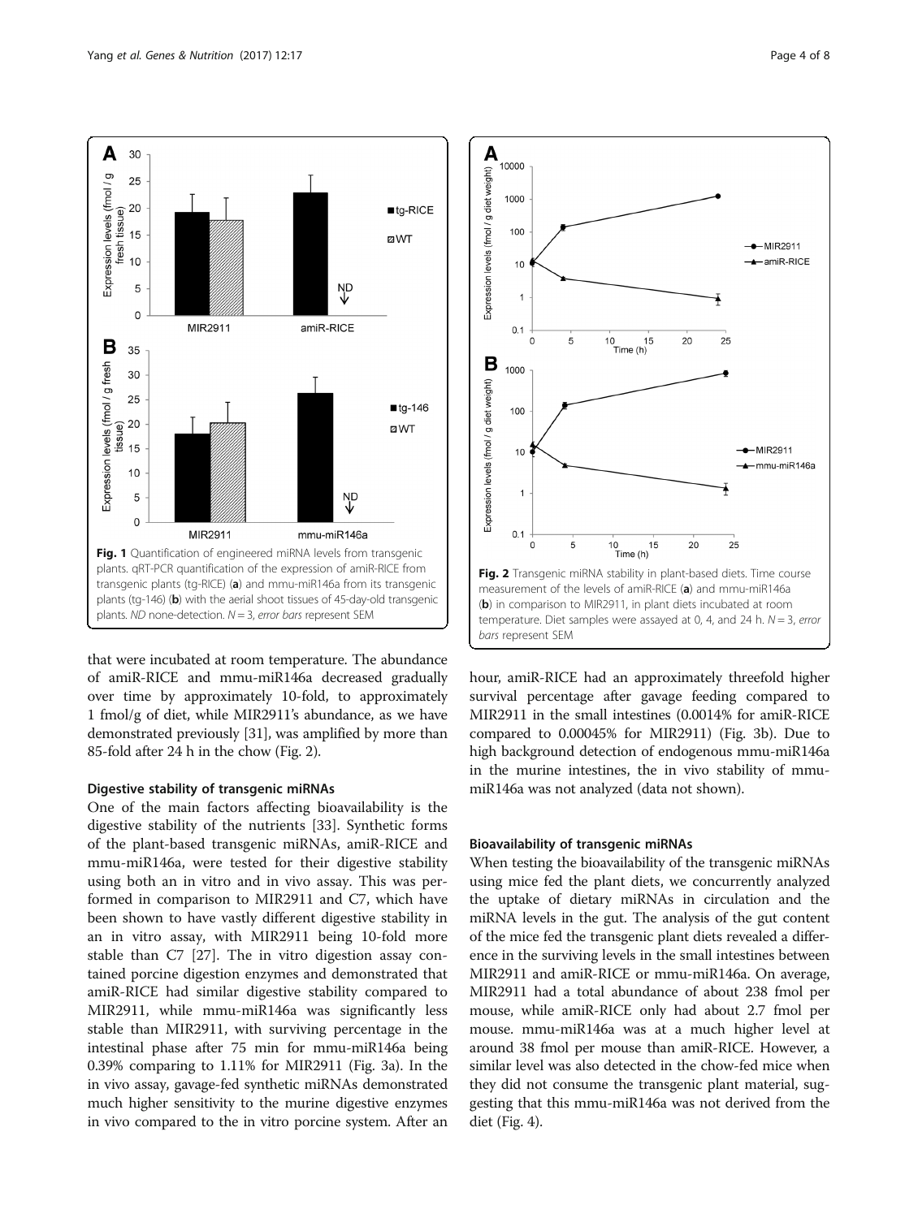**Fig. 1** Quantification of engineered miRNA levels from transgenic plants. qRT-PCR quantification of the expression of amiR-RICE from transgenic plants (tg-RICE) (**a**) and mmu-miR146a from its transgenic plants (tg-146) (**b**) with the aerial shoot tissues of 45-day-old transgenic plants. *ND* none-detection. *N* = 3, *error bars* represent SEM

**Fig. 2** Transgenic miRNA stability in plant-based diets. Time course measurement of the levels of amiR-RICE (**a**) and mmu-miR146a (**b**) in comparison to MIR2911, in plant diets incubated at room temperature. Diet samples were assayed at 0, 4, and 24 h. *N* = 3, *error bars* represent SEM

that were incubated at room temperature. The abundance of amiR-RICE and mmu-miR146a decreased gradually over time by approximately 10-fold, to approximately 1 fmol/g of diet, while MIR2911's abundance, as we have demonstrated previously [31], was amplified by more than 85-fold after 24 h in the chow (Fig. 2).

### Digestive stability of transgenic miRNAs

One of the main factors affecting bioavailability is the digestive stability of the nutrients [33]. Synthetic forms of the plant-based transgenic miRNAs, amiR-RICE and mmu-miR146a, were tested for their digestive stability using both an in vitro and in vivo assay. This was performed in comparison to MIR2911 and C7, which have been shown to have vastly different digestive stability in an in vitro assay, with MIR2911 being 10-fold more stable than C7 [27]. The in vitro digestion assay contained porcine digestion enzymes and demonstrated that amiR-RICE had similar digestive stability compared to MIR2911, while mmu-miR146a was significantly less stable than MIR2911, with surviving percentage in the intestinal phase after 75 min for mmu-miR146a being 0.39% comparing to 1.11% for MIR2911 (Fig. 3a). In the in vivo assay, gavage-fed synthetic miRNAs demonstrated much higher sensitivity to the murine digestive enzymes in vivo compared to the in vitro porcine system. After an hour, amiR-RICE had an approximately threefold higher survival percentage after gavage feeding compared to MIR2911 in the small intestines (0.0014% for amiR-RICE compared to 0.00045% for MIR2911) (Fig. 3b). Due to high background detection of endogenous mmu-miR146a in the murine intestines, the in vivo stability of mmu-miR146a was not analyzed (data not shown).

### Bioavailability of transgenic miRNAs

When testing the bioavailability of the transgenic miRNAs using mice fed the plant diets, we concurrently analyzed the uptake of dietary miRNAs in circulation and the miRNA levels in the gut. The analysis of the gut content of the mice fed the transgenic plant diets revealed a difference in the surviving levels in the small intestines between MIR2911 and amiR-RICE or mmu-miR146a. On average, MIR2911 had a total abundance of about 238 fmol per mouse, while amiR-RICE only had about 2.7 fmol per mouse. mmu-miR146a was at a much higher level at around 38 fmol per mouse than amiR-RICE. However, a similar level was also detected in the chow-fed mice when they did not consume the transgenic plant material, suggesting that this mmu-miR146a was not derived from the diet (Fig. 4).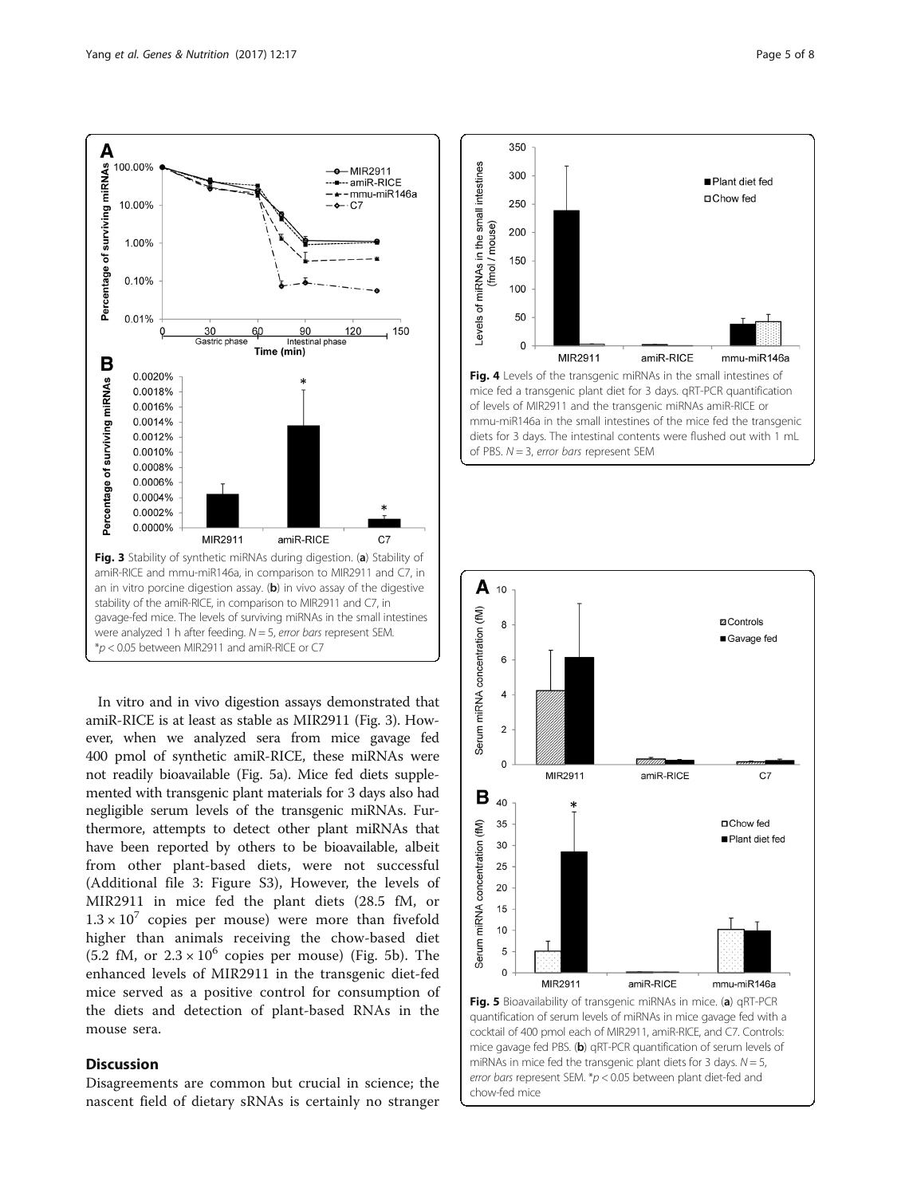**Fig. 3** Stability of synthetic miRNAs during digestion. (**a**) Stability of amiR-RICE and mmu-miR146a, in comparison to MIR2911 and C7, in an in vitro porcine digestion assay. (**b**) in vivo assay of the digestive stability of the amiR-RICE, in comparison to MIR2911 and C7, in gavage-fed mice. The levels of surviving miRNAs in the small intestines were analyzed 1 h after feeding. $N = 5$, *error bars* represent SEM. *$p < 0.05$ between MIR2911 and amiR-RICE or C7

In vitro and in vivo digestion assays demonstrated that amiR-RICE is at least as stable as MIR2911 (Fig. 3). However, when we analyzed sera from mice gavage fed 400 pmol of synthetic amiR-RICE, these miRNAs were not readily bioavailable (Fig. 5a). Mice fed diets supplemented with transgenic plant materials for 3 days also had negligible serum levels of the transgenic miRNAs. Furthermore, attempts to detect other plant miRNAs that have been reported by others to be bioavailable, albeit from other plant-based diets, were not successful (Additional file 3: Figure S3), However, the levels of MIR2911 in mice fed the plant diets (28.5 fM, or $1.3 \times 10^7$ copies per mouse) were more than fivefold higher than animals receiving the chow-based diet (5.2 fM, or $2.3 \times 10^6$ copies per mouse) (Fig. 5b). The enhanced levels of MIR2911 in the transgenic diet-fed mice served as a positive control for consumption of the diets and detection of plant-based RNAs in the mouse sera.

## Discussion

Disagreements are common but crucial in science; the nascent field of dietary sRNAs is certainly no stranger

**Fig. 4** Levels of the transgenic miRNAs in the small intestines of mice fed a transgenic plant diet for 3 days. qRT-PCR quantification of levels of MIR2911 and the transgenic miRNAs amiR-RICE or mmu-miR146a in the small intestines of the mice fed the transgenic diets for 3 days. The intestinal contents were flushed out with 1 mL of PBS. $N = 3$, *error bars* represent SEM

**Fig. 5** Bioavailability of transgenic miRNAs in mice. (**a**) qRT-PCR quantification of serum levels of miRNAs in mice gavage fed with a cocktail of 400 pmol each of MIR2911, amiR-RICE, and C7. Controls: mice gavage fed PBS. (**b**) qRT-PCR quantification of serum levels of miRNAs in mice fed the transgenic plant diets for 3 days. $N = 5$, *error bars* represent SEM. *$p < 0.05$ between plant diet-fed and chow-fed mice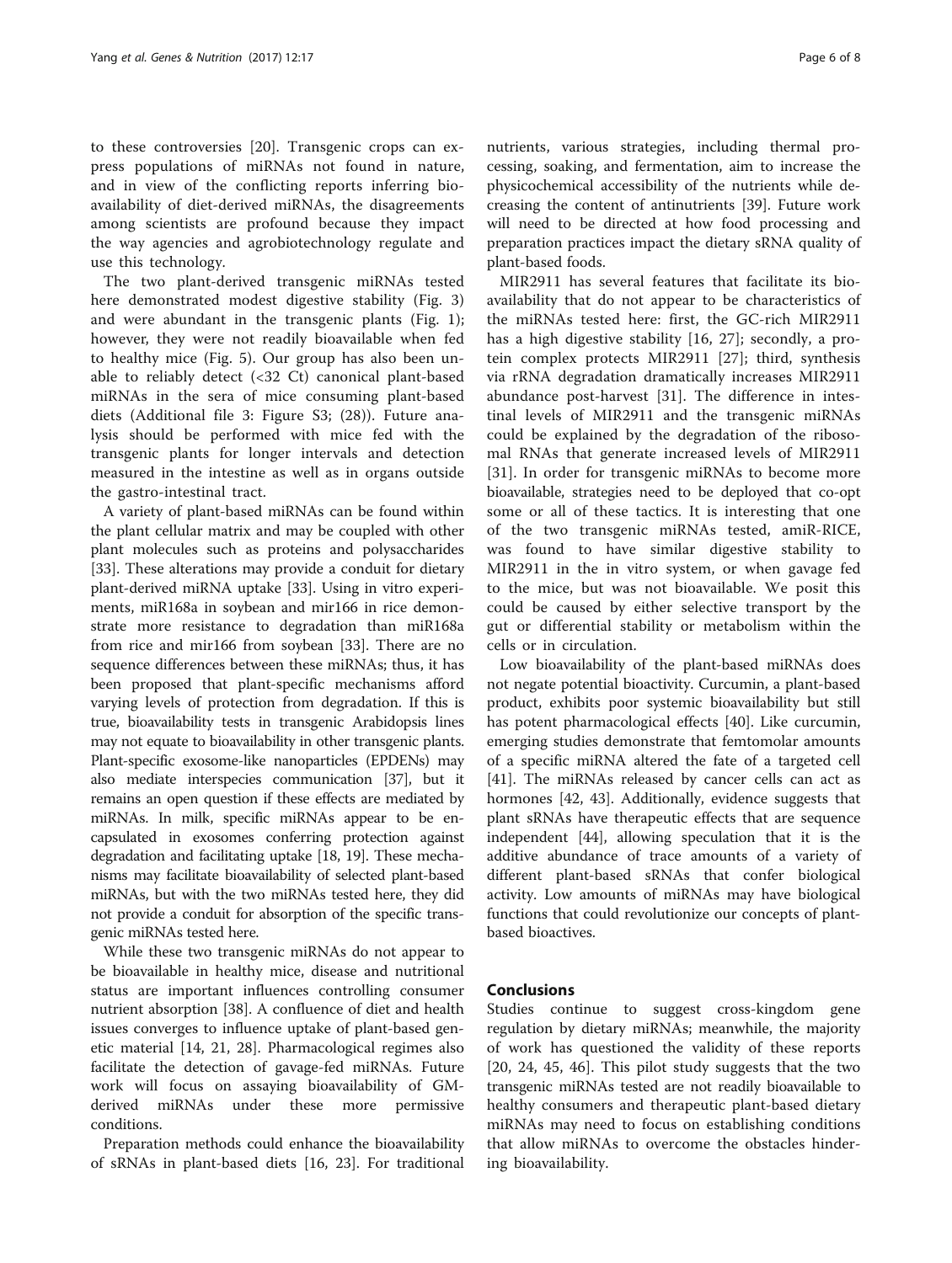to these controversies [20]. Transgenic crops can express populations of miRNAs not found in nature, and in view of the conflicting reports inferring bioavailability of diet-derived miRNAs, the disagreements among scientists are profound because they impact the way agencies and agrobiotechnology regulate and use this technology.

The two plant-derived transgenic miRNAs tested here demonstrated modest digestive stability (Fig. 3) and were abundant in the transgenic plants (Fig. 1); however, they were not readily bioavailable when fed to healthy mice (Fig. 5). Our group has also been unable to reliably detect (<32 Ct) canonical plant-based miRNAs in the sera of mice consuming plant-based diets (Additional file 3: Figure S3; (28)). Future analysis should be performed with mice fed with the transgenic plants for longer intervals and detection measured in the intestine as well as in organs outside the gastro-intestinal tract.

A variety of plant-based miRNAs can be found within the plant cellular matrix and may be coupled with other plant molecules such as proteins and polysaccharides [33]. These alterations may provide a conduit for dietary plant-derived miRNA uptake [33]. Using in vitro experiments, miR168a in soybean and mir166 in rice demonstrate more resistance to degradation than miR168a from rice and mir166 from soybean [33]. There are no sequence differences between these miRNAs; thus, it has been proposed that plant-specific mechanisms afford varying levels of protection from degradation. If this is true, bioavailability tests in transgenic Arabidopsis lines may not equate to bioavailability in other transgenic plants. Plant-specific exosome-like nanoparticles (EPDENs) may also mediate interspecies communication [37], but it remains an open question if these effects are mediated by miRNAs. In milk, specific miRNAs appear to be encapsulated in exosomes conferring protection against degradation and facilitating uptake [18, 19]. These mechanisms may facilitate bioavailability of selected plant-based miRNAs, but with the two miRNAs tested here, they did not provide a conduit for absorption of the specific transgenic miRNAs tested here.

While these two transgenic miRNAs do not appear to be bioavailable in healthy mice, disease and nutritional status are important influences controlling consumer nutrient absorption [38]. A confluence of diet and health issues converges to influence uptake of plant-based genetic material [14, 21, 28]. Pharmacological regimes also facilitate the detection of gavage-fed miRNAs. Future work will focus on assaying bioavailability of GM-derived miRNAs under these more permissive conditions.

Preparation methods could enhance the bioavailability of sRNAs in plant-based diets [16, 23]. For traditional nutrients, various strategies, including thermal processing, soaking, and fermentation, aim to increase the physicochemical accessibility of the nutrients while decreasing the content of antinutrients [39]. Future work will need to be directed at how food processing and preparation practices impact the dietary sRNA quality of plant-based foods.

MIR2911 has several features that facilitate its bioavailability that do not appear to be characteristics of the miRNAs tested here: first, the GC-rich MIR2911 has a high digestive stability [16, 27]; secondly, a protein complex protects MIR2911 [27]; third, synthesis via rRNA degradation dramatically increases MIR2911 abundance post-harvest [31]. The difference in intestinal levels of MIR2911 and the transgenic miRNAs could be explained by the degradation of the ribosomal RNAs that generate increased levels of MIR2911 [31]. In order for transgenic miRNAs to become more bioavailable, strategies need to be deployed that co-opt some or all of these tactics. It is interesting that one of the two transgenic miRNAs tested, amiR-RICE, was found to have similar digestive stability to MIR2911 in the in vitro system, or when gavage fed to the mice, but was not bioavailable. We posit this could be caused by either selective transport by the gut or differential stability or metabolism within the cells or in circulation.

Low bioavailability of the plant-based miRNAs does not negate potential bioactivity. Curcumin, a plant-based product, exhibits poor systemic bioavailability but still has potent pharmacological effects [40]. Like curcumin, emerging studies demonstrate that femtomolar amounts of a specific miRNA altered the fate of a targeted cell [41]. The miRNAs released by cancer cells can act as hormones [42, 43]. Additionally, evidence suggests that plant sRNAs have therapeutic effects that are sequence independent [44], allowing speculation that it is the additive abundance of trace amounts of a variety of different plant-based sRNAs that confer biological activity. Low amounts of miRNAs may have biological functions that could revolutionize our concepts of plant-based bioactives.

## Conclusions

Studies continue to suggest cross-kingdom gene regulation by dietary miRNAs; meanwhile, the majority of work has questioned the validity of these reports [20, 24, 45, 46]. This pilot study suggests that the two transgenic miRNAs tested are not readily bioavailable to healthy consumers and therapeutic plant-based dietary miRNAs may need to focus on establishing conditions that allow miRNAs to overcome the obstacles hindering bioavailability.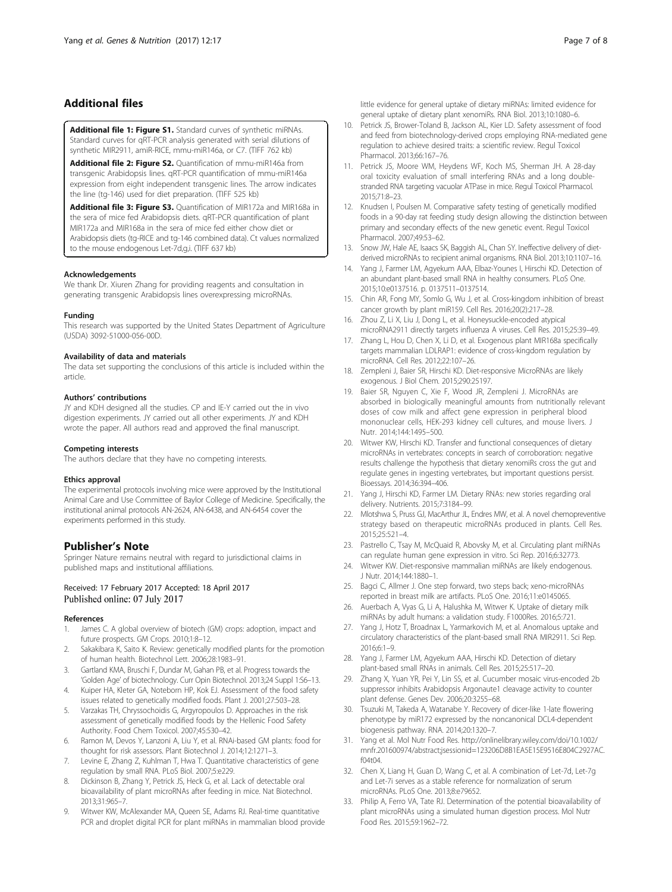## Additional files

**Additional file 1: Figure S1.** Standard curves of synthetic miRNAs. Standard curves for qRT-PCR analysis generated with serial dilutions of synthetic MIR2911, amiR-RICE, mmu-miR146a, or C7. (TIFF 762 kb)

**Additional file 2: Figure S2.** Quantification of mmu-miR146a from transgenic Arabidopsis lines. qRT-PCR quantification of mmu-miR146a expression from eight independent transgenic lines. The arrow indicates the line (tg-146) used for diet preparation. (TIFF 525 kb)

**Additional file 3: Figure S3.** Quantification of MIR172a and MIR168a in the sera of mice fed Arabidopsis diets. qRT-PCR quantification of plant MIR172a and MIR168a in the sera of mice fed either chow diet or Arabidopsis diets (tg-RICE and tg-146 combined data). Ct values normalized to the mouse endogenous Let-7d,g,i. (TIFF 637 kb)

#### Acknowledgements

We thank Dr. Xiuren Zhang for providing reagents and consultation in generating transgenic Arabidopsis lines overexpressing microRNAs.

#### Funding

This research was supported by the United States Department of Agriculture (USDA) 3092-51000-056-00D.

#### Availability of data and materials

The data set supporting the conclusions of this article is included within the article.

#### Authors' contributions

JY and KDH designed all the studies. CP and IE-Y carried out the in vivo digestion experiments. JY carried out all other experiments. JY and KDH wrote the paper. All authors read and approved the final manuscript.

#### Competing interests

The authors declare that they have no competing interests.

#### Ethics approval

The experimental protocols involving mice were approved by the Institutional Animal Care and Use Committee of Baylor College of Medicine. Specifically, the institutional animal protocols AN-2624, AN-6438, and AN-6454 cover the experiments performed in this study.

## Publisher's Note

Springer Nature remains neutral with regard to jurisdictional claims in published maps and institutional affiliations.

Received: 17 February 2017 Accepted: 18 April 2017
Published online: 07 July 2017

#### References

1. James C. A global overview of biotech (GM) crops: adoption, impact and future prospects. GM Crops. 2010;1:8–12.
2. Sakakibara K, Saito K. Review: genetically modified plants for the promotion of human health. Biotechnol Lett. 2006;28:1983–91.
3. Gartland KMA, Bruschi F, Dundar M, Gahan PB, et al. Progress towards the 'Golden Age' of biotechnology. Curr Opin Biotechnol. 2013;24 Suppl 1:S6–13.
4. Kuiper HA, Kleter GA, Noteborn HP, Kok EJ. Assessment of the food safety issues related to genetically modified foods. Plant J. 2001;27:503–28.
5. Varzakas TH, Chryssochoidis G, Argyropoulos D. Approaches in the risk assessment of genetically modified foods by the Hellenic Food Safety Authority. Food Chem Toxicol. 2007;45:530–42.
6. Ramon M, Devos Y, Lanzoni A, Liu Y, et al. RNAi-based GM plants: food for thought for risk assessors. Plant Biotechnol J. 2014;12:1271–3.
7. Levine E, Zhang Z, Kuhlman T, Hwa T. Quantitative characteristics of gene regulation by small RNA. PLoS Biol. 2007;5:e229.
8. Dickinson B, Zhang Y, Petrick JS, Heck G, et al. Lack of detectable oral bioavailability of plant microRNAs after feeding in mice. Nat Biotechnol. 2013;31:965–7.
9. Witwer KW, McAlexander MA, Queen SE, Adams RJ. Real-time quantitative PCR and droplet digital PCR for plant miRNAs in mammalian blood provide little evidence for general uptake of dietary miRNAs: limited evidence for general uptake of dietary plant xenomiRs. RNA Biol. 2013;10:1080–6.
10. Petrick JS, Brower-Toland B, Jackson AL, Kier LD. Safety assessment of food and feed from biotechnology-derived crops employing RNA-mediated gene regulation to achieve desired traits: a scientific review. Regul Toxicol Pharmacol. 2013;66:167–76.
11. Petrick JS, Moore WM, Heydens WF, Koch MS, Sherman JH. A 28-day oral toxicity evaluation of small interfering RNAs and a long double-stranded RNA targeting vacuolar ATPase in mice. Regul Toxicol Pharmacol. 2015;71:8–23.
12. Knudsen I, Poulsen M. Comparative safety testing of genetically modified foods in a 90-day rat feeding study design allowing the distinction between primary and secondary effects of the new genetic event. Regul Toxicol Pharmacol. 2007;49:53–62.
13. Snow JW, Hale AE, Isaacs SK, Baggish AL, Chan SY. Ineffective delivery of diet-derived microRNAs to recipient animal organisms. RNA Biol. 2013;10:1107–16.
14. Yang J, Farmer LM, Agyekum AAA, Elbaz-Younes I, Hirschi KD. Detection of an abundant plant-based small RNA in healthy consumers. PLoS One. 2015;10:e0137516. p. 0137511–0137514.
15. Chin AR, Fong MY, Somlo G, Wu J, et al. Cross-kingdom inhibition of breast cancer growth by plant miR159. Cell Res. 2016;20(2):217–28.
16. Zhou Z, Li X, Liu J, Dong L, et al. Honeysuckle-encoded atypical microRNA2911 directly targets influenza A viruses. Cell Res. 2015;25:39–49.
17. Zhang L, Hou D, Chen X, Li D, et al. Exogenous plant MIR168a specifically targets mammalian LDLRAP1: evidence of cross-kingdom regulation by microRNA. Cell Res. 2012;22:107–26.
18. Zempleni J, Baier SR, Hirschi KD. Diet-responsive MicroRNAs are likely exogenous. J Biol Chem. 2015;290:25197.
19. Baier SR, Nguyen C, Xie F, Wood JR, Zempleni J. MicroRNAs are absorbed in biologically meaningful amounts from nutritionally relevant doses of cow milk and affect gene expression in peripheral blood mononuclear cells, HEK-293 kidney cell cultures, and mouse livers. J Nutr. 2014;144:1495–500.
20. Witwer KW, Hirschi KD. Transfer and functional consequences of dietary microRNAs in vertebrates: concepts in search of corroboration: negative results challenge the hypothesis that dietary xenomiRs cross the gut and regulate genes in ingesting vertebrates, but important questions persist. Bioessays. 2014;36:394–406.
21. Yang J, Hirschi KD, Farmer LM. Dietary RNAs: new stories regarding oral delivery. Nutrients. 2015;7:3184–99.
22. Mlotshwa S, Pruss GJ, MacArthur JL, Endres MW, et al. A novel chemopreventive strategy based on therapeutic microRNAs produced in plants. Cell Res. 2015;25:521–4.
23. Pastrello C, Tsay M, McQuaid R, Abovsky M, et al. Circulating plant miRNAs can regulate human gene expression in vitro. Sci Rep. 2016;6:32773.
24. Witwer KW. Diet-responsive mammalian miRNAs are likely endogenous. J Nutr. 2014;144:1880–1.
25. Bagci C, Allmer J. One step forward, two steps back; xeno-microRNAs reported in breast milk are artifacts. PLoS One. 2016;11:e0145065.
26. Auerbach A, Vyas G, Li A, Halushka M, Witwer K. Uptake of dietary milk miRNAs by adult humans: a validation study. F1000Res. 2016;5:721.
27. Yang J, Hotz T, Broadnax L, Yarmarkovich M, et al. Anomalous uptake and circulatory characteristics of the plant-based small RNA MIR2911. Sci Rep. 2016;6:1–9.
28. Yang J, Farmer LM, Agyekum AAA, Hirschi KD. Detection of dietary plant-based small RNAs in animals. Cell Res. 2015;25:517–20.
29. Zhang X, Yuan YR, Pei Y, Lin SS, et al. Cucumber mosaic virus-encoded 2b suppressor inhibits Arabidopsis Argonaute1 cleavage activity to counter plant defense. Genes Dev. 2006;20:3255–68.
30. Tsuzuki M, Takeda A, Watanabe Y. Recovery of dicer-like 1-late flowering phenotype by miR172 expressed by the noncanonical DCL4-dependent biogenesis pathway. RNA. 2014;20:1320–7.
31. Yang et al. Mol Nutr Food Res. http://onlinelibrary.wiley.com/doi/10.1002/mnfr.201600974/abstract;jsessionid=123206D8B1EA5E15E9516E804C2927AC.f04t04.
32. Chen X, Liang H, Guan D, Wang C, et al. A combination of Let-7d, Let-7g and Let-7i serves as a stable reference for normalization of serum microRNAs. PLoS One. 2013;8:e79652.
33. Philip A, Ferro VA, Tate RJ. Determination of the potential bioavailability of plant microRNAs using a simulated human digestion process. Mol Nutr Food Res. 2015;59:1962–72.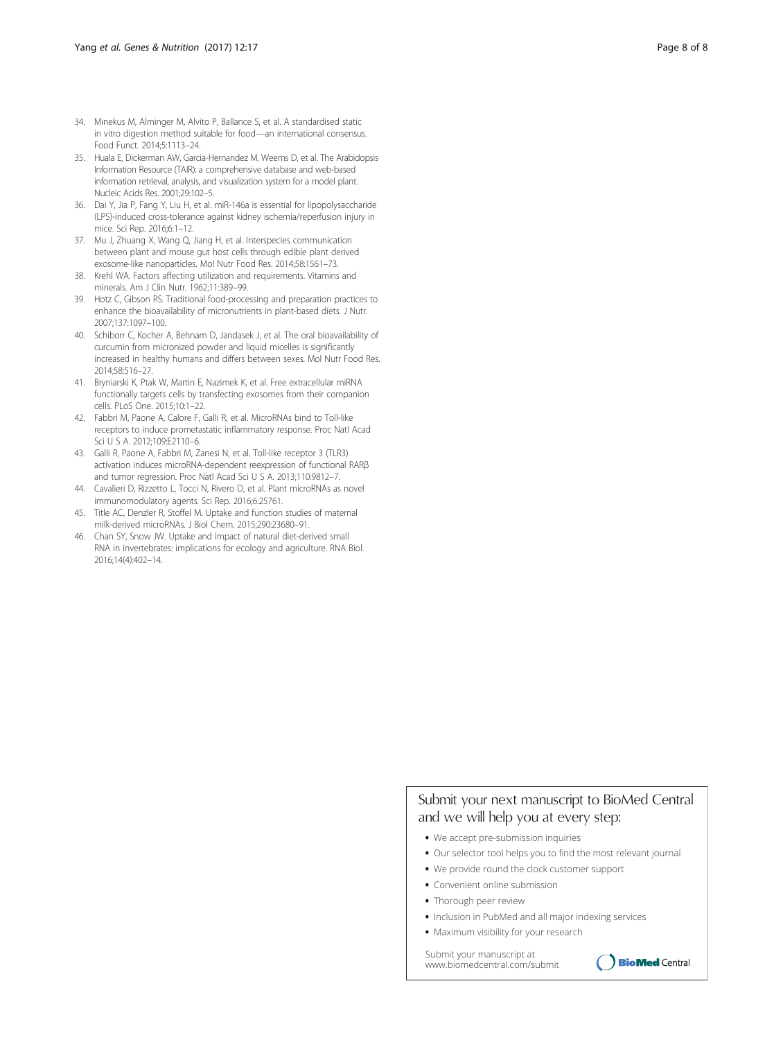34. Minekus M, Alminger M, Alvito P, Ballance S, et al. A standardised static in vitro digestion method suitable for food—an international consensus. Food Funct. 2014;5:1113–24.
35. Huala E, Dickerman AW, Garcia-Hernandez M, Weems D, et al. The Arabidopsis Information Resource (TAIR): a comprehensive database and web-based information retrieval, analysis, and visualization system for a model plant. Nucleic Acids Res. 2001;29:102–5.
36. Dai Y, Jia P, Fang Y, Liu H, et al. miR-146a is essential for lipopolysaccharide (LPS)-induced cross-tolerance against kidney ischemia/reperfusion injury in mice. Sci Rep. 2016;6:1–12.
37. Mu J, Zhuang X, Wang Q, Jiang H, et al. Interspecies communication between plant and mouse gut host cells through edible plant derived exosome-like nanoparticles. Mol Nutr Food Res. 2014;58:1561–73.
38. Krehl WA. Factors affecting utilization and requirements. Vitamins and minerals. Am J Clin Nutr. 1962;11:389–99.
39. Hotz C, Gibson RS. Traditional food-processing and preparation practices to enhance the bioavailability of micronutrients in plant-based diets. J Nutr. 2007;137:1097–100.
40. Schiborr C, Kocher A, Behnam D, Jandasek J, et al. The oral bioavailability of curcumin from micronized powder and liquid micelles is significantly increased in healthy humans and differs between sexes. Mol Nutr Food Res. 2014;58:516–27.
41. Bryniarski K, Ptak W, Martin E, Nazimek K, et al. Free extracellular miRNA functionally targets cells by transfecting exosomes from their companion cells. PLoS One. 2015;10:1–22.
42. Fabbri M, Paone A, Calore F, Galli R, et al. MicroRNAs bind to Toll-like receptors to induce prometastatic inflammatory response. Proc Natl Acad Sci U S A. 2012;109:E2110–6.
43. Galli R, Paone A, Fabbri M, Zanesi N, et al. Toll-like receptor 3 (TLR3) activation induces microRNA-dependent reexpression of functional RARβ and tumor regression. Proc Natl Acad Sci U S A. 2013;110:9812–7.
44. Cavalieri D, Rizzetto L, Tocci N, Rivero D, et al. Plant microRNAs as novel immunomodulatory agents. Sci Rep. 2016;6:25761.
45. Title AC, Denzler R, Stoffel M. Uptake and function studies of maternal milk-derived microRNAs. J Biol Chem. 2015;290:23680–91.
46. Chan SY, Snow JW. Uptake and impact of natural diet-derived small RNA in invertebrates: implications for ecology and agriculture. RNA Biol. 2016;14(4):402–14.

Submit your next manuscript to BioMed Central and we will help you at every step:

- We accept pre-submission inquiries
- Our selector tool helps you to find the most relevant journal
- We provide round the clock customer support
- Convenient online submission
- Thorough peer review
- Inclusion in PubMed and all major indexing services
- Maximum visibility for your research

Submit your manuscript at
www.biomedcentral.com/submit

BioMed Central